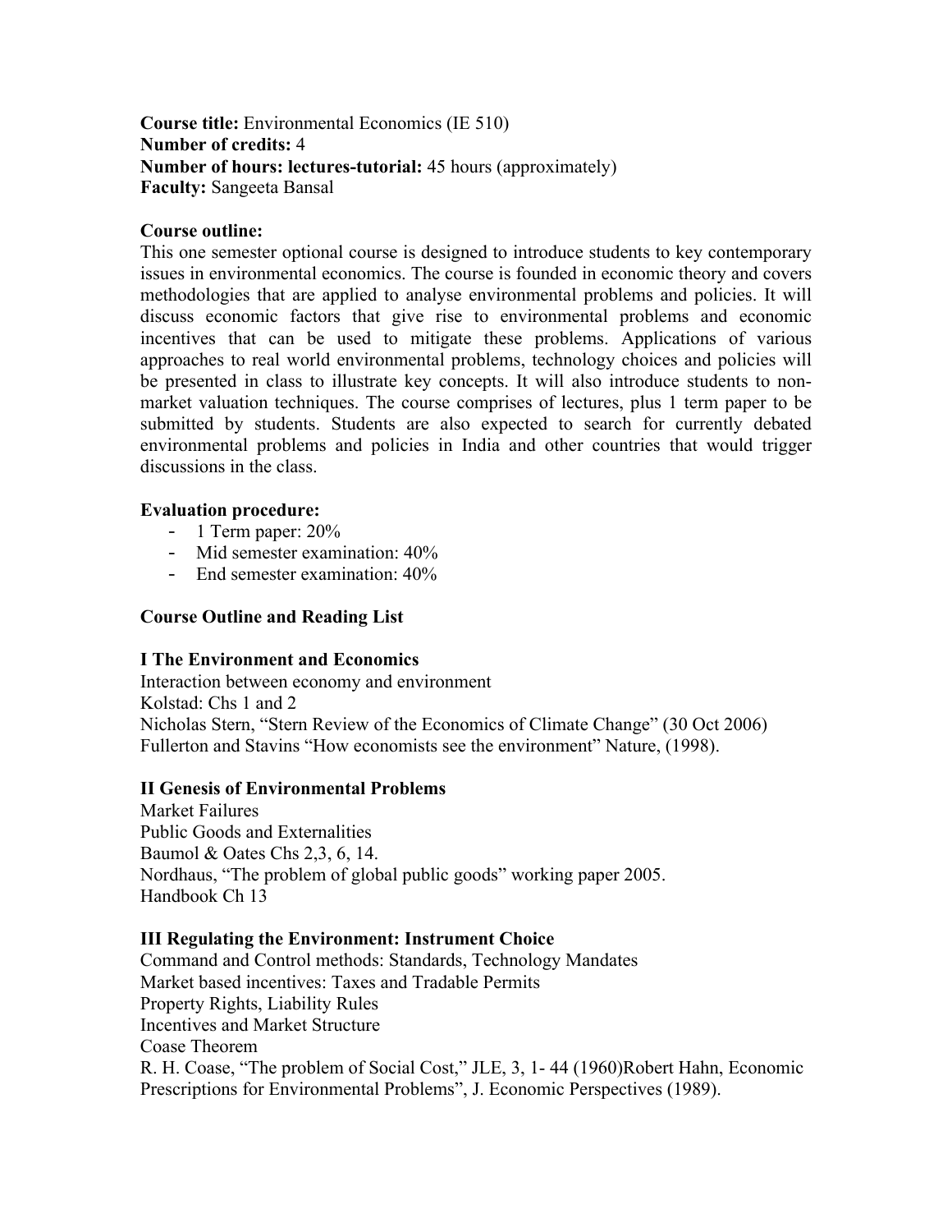**Course title:** Environmental Economics (IE 510)
**Number of credits:** 4
**Number of hours: lectures-tutorial:** 45 hours (approximately)
**Faculty:** Sangeeta Bansal

**Course outline:**
This one semester optional course is designed to introduce students to key contemporary issues in environmental economics. The course is founded in economic theory and covers methodologies that are applied to analyse environmental problems and policies. It will discuss economic factors that give rise to environmental problems and economic incentives that can be used to mitigate these problems. Applications of various approaches to real world environmental problems, technology choices and policies will be presented in class to illustrate key concepts. It will also introduce students to non-market valuation techniques. The course comprises of lectures, plus 1 term paper to be submitted by students. Students are also expected to search for currently debated environmental problems and policies in India and other countries that would trigger discussions in the class.

**Evaluation procedure:**

- 1 Term paper: 20%
- Mid semester examination: 40%
- End semester examination: 40%

**Course Outline and Reading List**

**I The Environment and Economics**

Interaction between economy and environment
Kolstad: Chs 1 and 2
Nicholas Stern, "Stern Review of the Economics of Climate Change" (30 Oct 2006)
Fullerton and Stavins "How economists see the environment" Nature, (1998).

**II Genesis of Environmental Problems**

Market Failures
Public Goods and Externalities
Baumol & Oates Chs 2,3, 6, 14.
Nordhaus, "The problem of global public goods" working paper 2005.
Handbook Ch 13

**III Regulating the Environment: Instrument Choice**

Command and Control methods: Standards, Technology Mandates
Market based incentives: Taxes and Tradable Permits
Property Rights, Liability Rules
Incentives and Market Structure
Coase Theorem
R. H. Coase, "The problem of Social Cost," JLE, 3, 1- 44 (1960)Robert Hahn, Economic Prescriptions for Environmental Problems", J. Economic Perspectives (1989).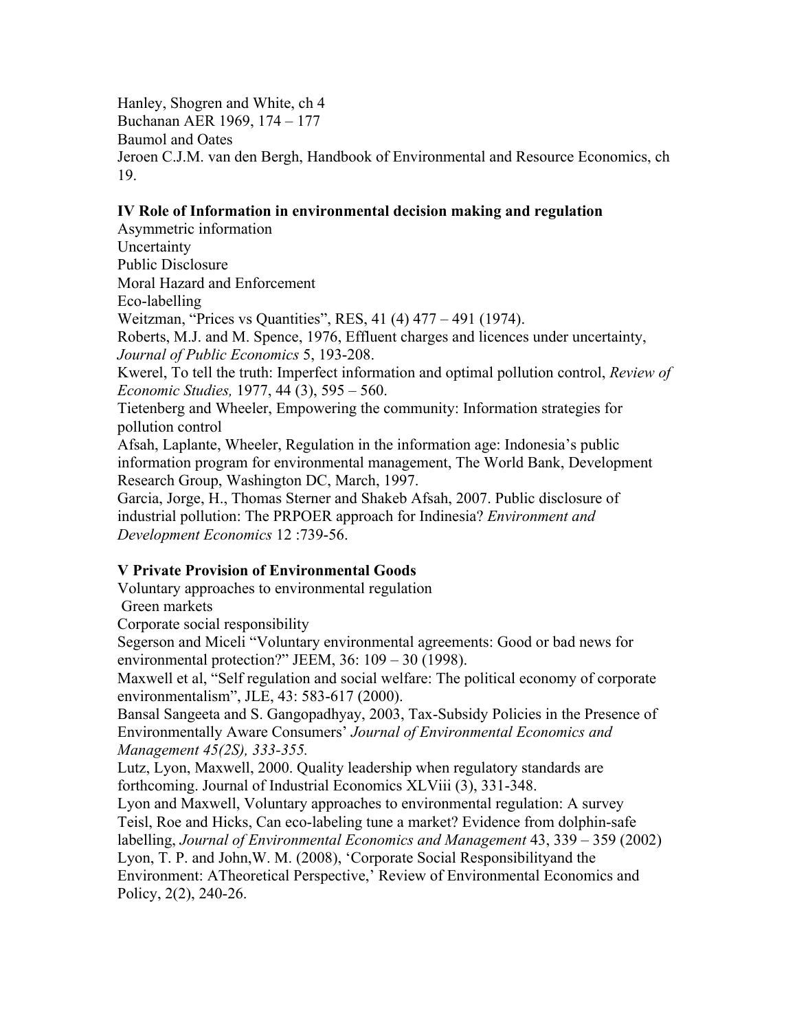Hanley, Shogren and White, ch 4
Buchanan AER 1969, 174 – 177
Baumol and Oates
Jeroen C.J.M. van den Bergh, Handbook of Environmental and Resource Economics, ch 19.

**IV Role of Information in environmental decision making and regulation**

Asymmetric information
Uncertainty
Public Disclosure
Moral Hazard and Enforcement
Eco-labelling
Weitzman, "Prices vs Quantities", RES, 41 (4) 477 – 491 (1974).
Roberts, M.J. and M. Spence, 1976, Effluent charges and licences under uncertainty, *Journal of Public Economics* 5, 193-208.
Kwerel, To tell the truth: Imperfect information and optimal pollution control, *Review of Economic Studies,* 1977, 44 (3), 595 – 560.
Tietenberg and Wheeler, Empowering the community: Information strategies for pollution control
Afsah, Laplante, Wheeler, Regulation in the information age: Indonesia's public information program for environmental management, The World Bank, Development Research Group, Washington DC, March, 1997.
Garcia, Jorge, H., Thomas Sterner and Shakeb Afsah, 2007. Public disclosure of industrial pollution: The PRPOER approach for Indinesia? *Environment and Development Economics* 12 :739-56.

**V Private Provision of Environmental Goods**

Voluntary approaches to environmental regulation
Green markets
Corporate social responsibility
Segerson and Miceli "Voluntary environmental agreements: Good or bad news for environmental protection?" JEEM, 36: 109 – 30 (1998).
Maxwell et al, "Self regulation and social welfare: The political economy of corporate environmentalism", JLE, 43: 583-617 (2000).
Bansal Sangeeta and S. Gangopadhyay, 2003, Tax-Subsidy Policies in the Presence of Environmentally Aware Consumers' *Journal of Environmental Economics and Management 45(2S), 333-355.*
Lutz, Lyon, Maxwell, 2000. Quality leadership when regulatory standards are forthcoming. Journal of Industrial Economics XLViii (3), 331-348.
Lyon and Maxwell, Voluntary approaches to environmental regulation: A survey
Teisl, Roe and Hicks, Can eco-labeling tune a market? Evidence from dolphin-safe labelling, *Journal of Environmental Economics and Management* 43, 339 – 359 (2002)
Lyon, T. P. and John,W. M. (2008), 'Corporate Social Responsibilityand the Environment: ATheoretical Perspective,' Review of Environmental Economics and Policy, 2(2), 240-26.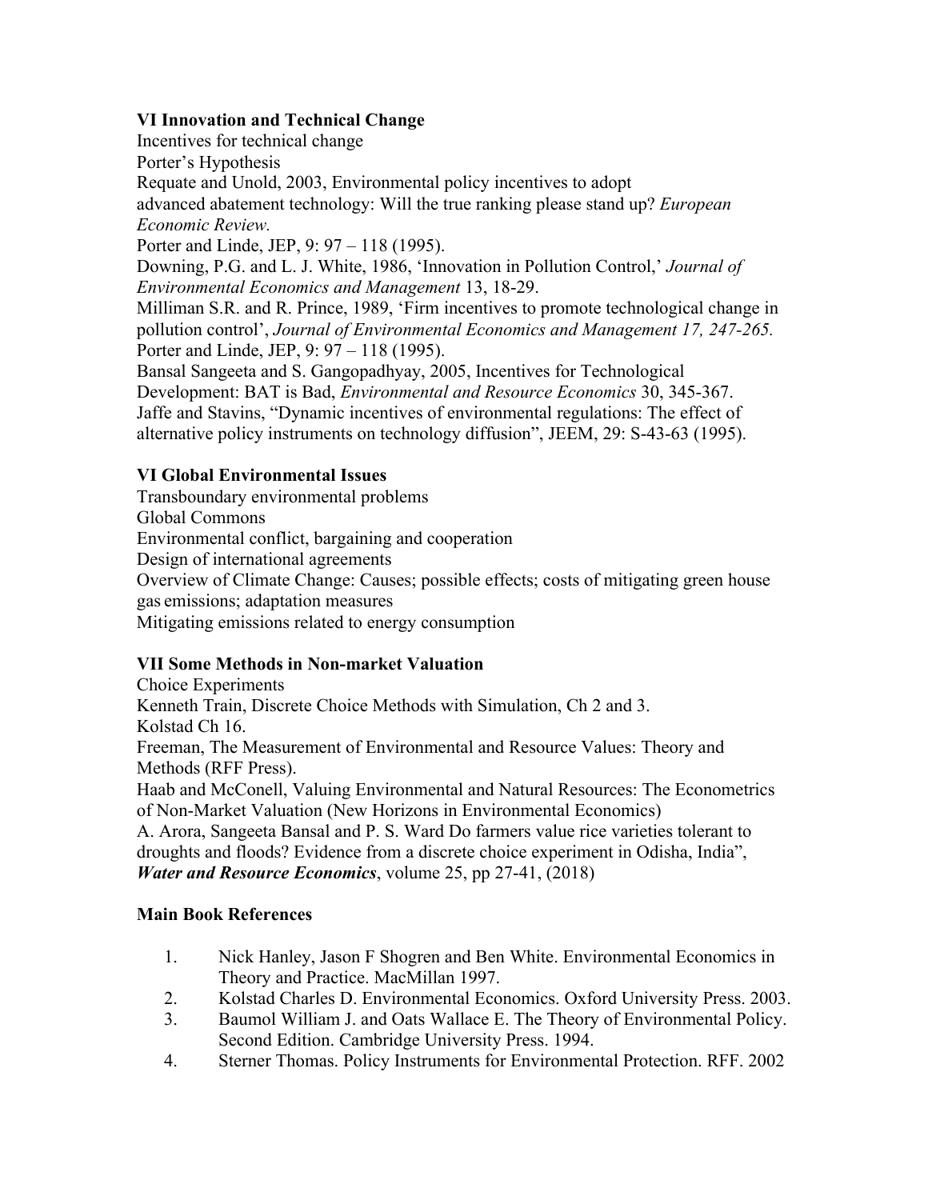### VI Innovation and Technical Change

Incentives for technical change

Porter's Hypothesis

Requate and Unold, 2003, Environmental policy incentives to adopt advanced abatement technology: Will the true ranking please stand up? *European Economic Review.*

Porter and Linde, JEP, 9: 97 – 118 (1995).

Downing, P.G. and L. J. White, 1986, 'Innovation in Pollution Control,' *Journal of Environmental Economics and Management* 13, 18-29.

Milliman S.R. and R. Prince, 1989, 'Firm incentives to promote technological change in pollution control', *Journal of Environmental Economics and Management 17, 247-265.*

Porter and Linde, JEP, 9: 97 – 118 (1995).

Bansal Sangeeta and S. Gangopadhyay, 2005, Incentives for Technological Development: BAT is Bad, *Environmental and Resource Economics* 30, 345-367.

Jaffe and Stavins, "Dynamic incentives of environmental regulations: The effect of alternative policy instruments on technology diffusion", JEEM, 29: S-43-63 (1995).

### VI Global Environmental Issues

Transboundary environmental problems

Global Commons

Environmental conflict, bargaining and cooperation

Design of international agreements

Overview of Climate Change: Causes; possible effects; costs of mitigating green house gas emissions; adaptation measures

Mitigating emissions related to energy consumption

### VII Some Methods in Non-market Valuation

Choice Experiments

Kenneth Train, Discrete Choice Methods with Simulation, Ch 2 and 3.

Kolstad Ch 16.

Freeman, The Measurement of Environmental and Resource Values: Theory and Methods (RFF Press).

Haab and McConell, Valuing Environmental and Natural Resources: The Econometrics of Non-Market Valuation (New Horizons in Environmental Economics)

A. Arora, Sangeeta Bansal and P. S. Ward Do farmers value rice varieties tolerant to droughts and floods? Evidence from a discrete choice experiment in Odisha, India", ***Water and Resource Economics***, volume 25, pp 27-41, (2018)

### Main Book References

1. Nick Hanley, Jason F Shogren and Ben White. Environmental Economics in Theory and Practice. MacMillan 1997.
2. Kolstad Charles D. Environmental Economics. Oxford University Press. 2003.
3. Baumol William J. and Oats Wallace E. The Theory of Environmental Policy. Second Edition. Cambridge University Press. 1994.
4. Sterner Thomas. Policy Instruments for Environmental Protection. RFF. 2002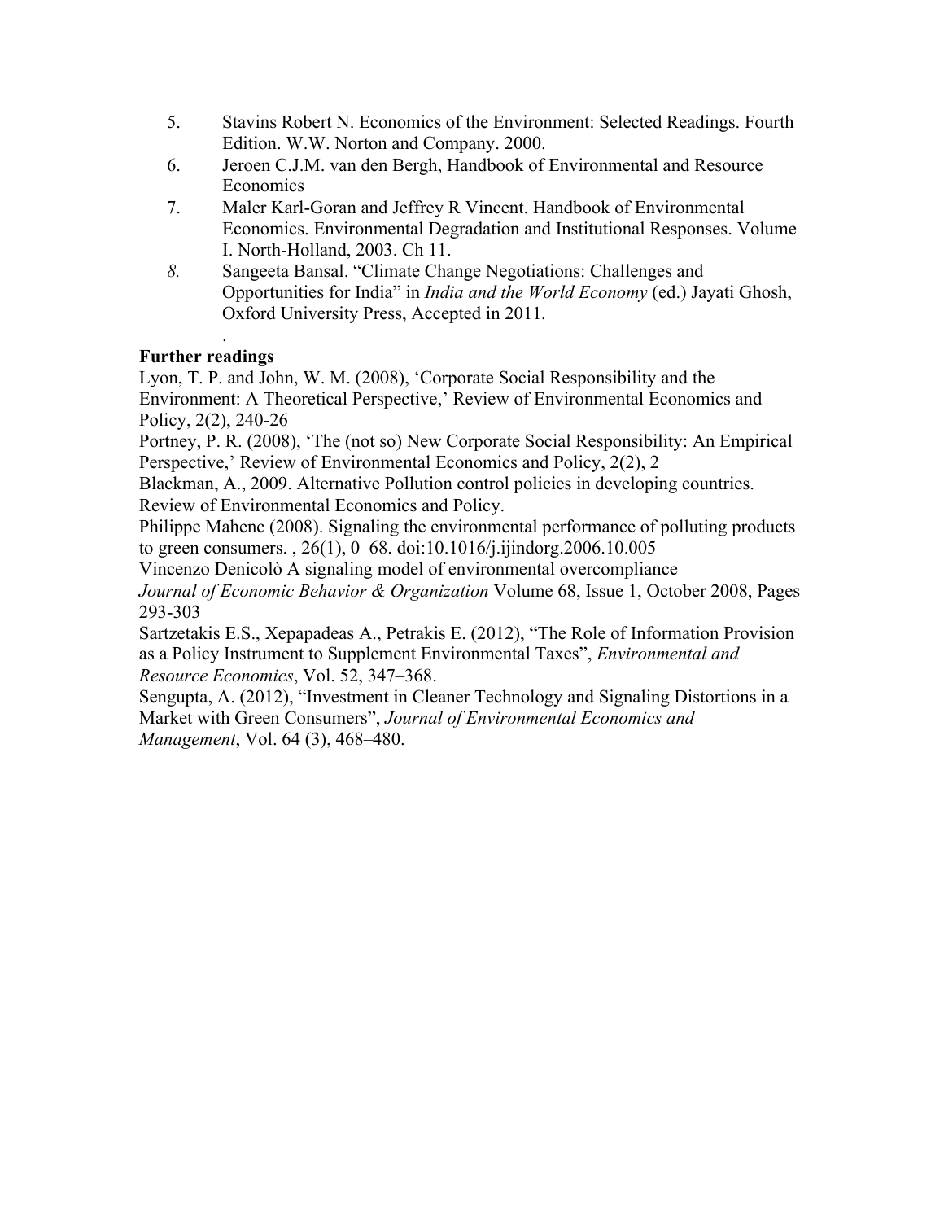5. Stavins Robert N. Economics of the Environment: Selected Readings. Fourth Edition. W.W. Norton and Company. 2000.
6. Jeroen C.J.M. van den Bergh, Handbook of Environmental and Resource Economics
7. Maler Karl-Goran and Jeffrey R Vincent. Handbook of Environmental Economics. Environmental Degradation and Institutional Responses. Volume I. North-Holland, 2003. Ch 11.
8. Sangeeta Bansal. "Climate Change Negotiations: Challenges and Opportunities for India" in *India and the World Economy* (ed.) Jayati Ghosh, Oxford University Press, Accepted in 2011.

.

**Further readings**

Lyon, T. P. and John, W. M. (2008), 'Corporate Social Responsibility and the Environment: A Theoretical Perspective,' Review of Environmental Economics and Policy, 2(2), 240-26

Portney, P. R. (2008), 'The (not so) New Corporate Social Responsibility: An Empirical Perspective,' Review of Environmental Economics and Policy, 2(2), 2

Blackman, A., 2009. Alternative Pollution control policies in developing countries. Review of Environmental Economics and Policy.

Philippe Mahenc (2008). Signaling the environmental performance of polluting products to green consumers. , 26(1), 0–68. doi:10.1016/j.ijindorg.2006.10.005

Vincenzo Denicolò A signaling model of environmental overcompliance *Journal of Economic Behavior & Organization* Volume 68, Issue 1, October 2008, Pages 293-303

Sartzetakis E.S., Xepapadeas A., Petrakis E. (2012), "The Role of Information Provision as a Policy Instrument to Supplement Environmental Taxes", *Environmental and Resource Economics*, Vol. 52, 347–368.

Sengupta, A. (2012), "Investment in Cleaner Technology and Signaling Distortions in a Market with Green Consumers", *Journal of Environmental Economics and Management*, Vol. 64 (3), 468–480.